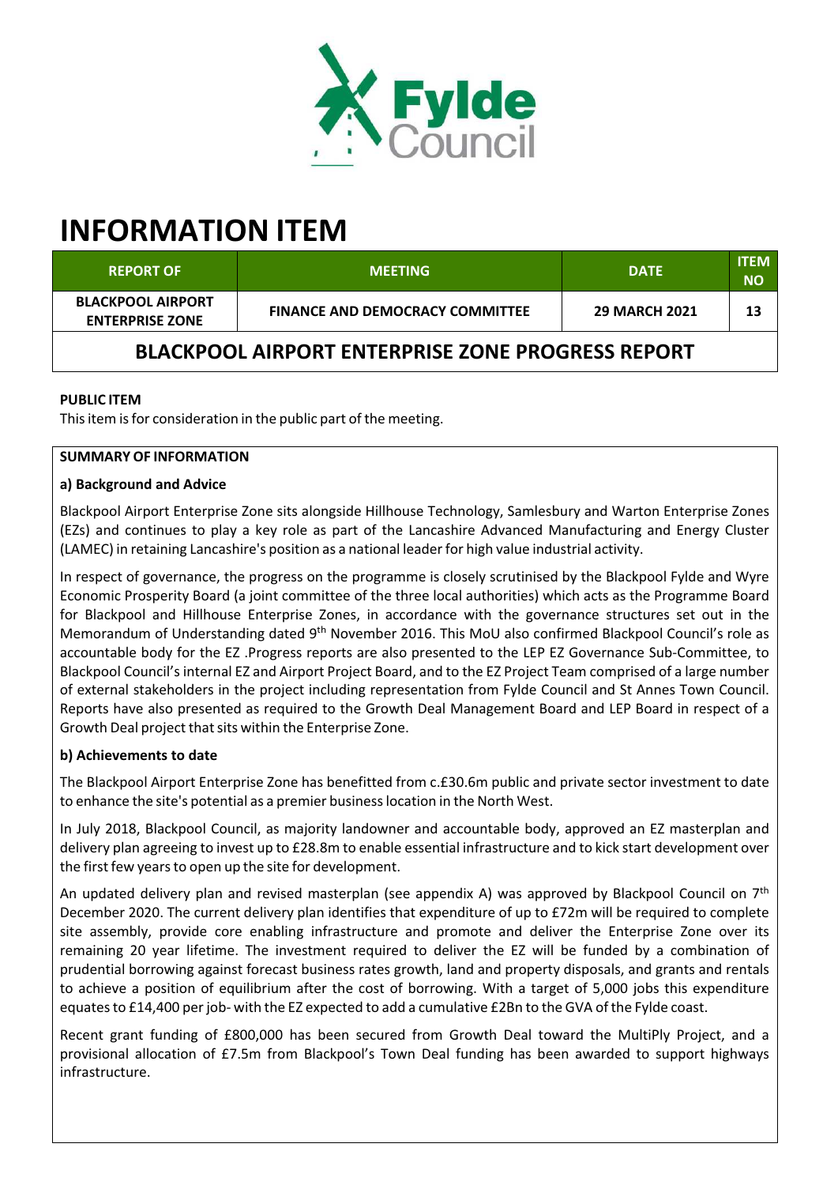# INFORMATION ITEM

| REPORT OF | MEETING | DATE | ITEM NO |
|---|---|---|---|
| BLACKPOOL AIRPORT ENTERPRISE ZONE | FINANCE AND DEMOCRACY COMMITTEE | 29 MARCH 2021 | 13 |

## BLACKPOOL AIRPORT ENTERPRISE ZONE PROGRESS REPORT

**PUBLIC ITEM**

This item is for consideration in the public part of the meeting.

**SUMMARY OF INFORMATION**

**a) Background and Advice**

Blackpool Airport Enterprise Zone sits alongside Hillhouse Technology, Samlesbury and Warton Enterprise Zones (EZs) and continues to play a key role as part of the Lancashire Advanced Manufacturing and Energy Cluster (LAMEC) in retaining Lancashire's position as a national leader for high value industrial activity.

In respect of governance, the progress on the programme is closely scrutinised by the Blackpool Fylde and Wyre Economic Prosperity Board (a joint committee of the three local authorities) which acts as the Programme Board for Blackpool and Hillhouse Enterprise Zones, in accordance with the governance structures set out in the Memorandum of Understanding dated 9th November 2016. This MoU also confirmed Blackpool Council's role as accountable body for the EZ .Progress reports are also presented to the LEP EZ Governance Sub-Committee, to Blackpool Council's internal EZ and Airport Project Board, and to the EZ Project Team comprised of a large number of external stakeholders in the project including representation from Fylde Council and St Annes Town Council. Reports have also presented as required to the Growth Deal Management Board and LEP Board in respect of a Growth Deal project that sits within the Enterprise Zone.

**b) Achievements to date**

The Blackpool Airport Enterprise Zone has benefitted from c.£30.6m public and private sector investment to date to enhance the site's potential as a premier business location in the North West.

In July 2018, Blackpool Council, as majority landowner and accountable body, approved an EZ masterplan and delivery plan agreeing to invest up to £28.8m to enable essential infrastructure and to kick start development over the first few years to open up the site for development.

An updated delivery plan and revised masterplan (see appendix A) was approved by Blackpool Council on 7th December 2020. The current delivery plan identifies that expenditure of up to £72m will be required to complete site assembly, provide core enabling infrastructure and promote and deliver the Enterprise Zone over its remaining 20 year lifetime. The investment required to deliver the EZ will be funded by a combination of prudential borrowing against forecast business rates growth, land and property disposals, and grants and rentals to achieve a position of equilibrium after the cost of borrowing. With a target of 5,000 jobs this expenditure equates to £14,400 per job- with the EZ expected to add a cumulative £2Bn to the GVA of the Fylde coast.

Recent grant funding of £800,000 has been secured from Growth Deal toward the MultiPly Project, and a provisional allocation of £7.5m from Blackpool's Town Deal funding has been awarded to support highways infrastructure.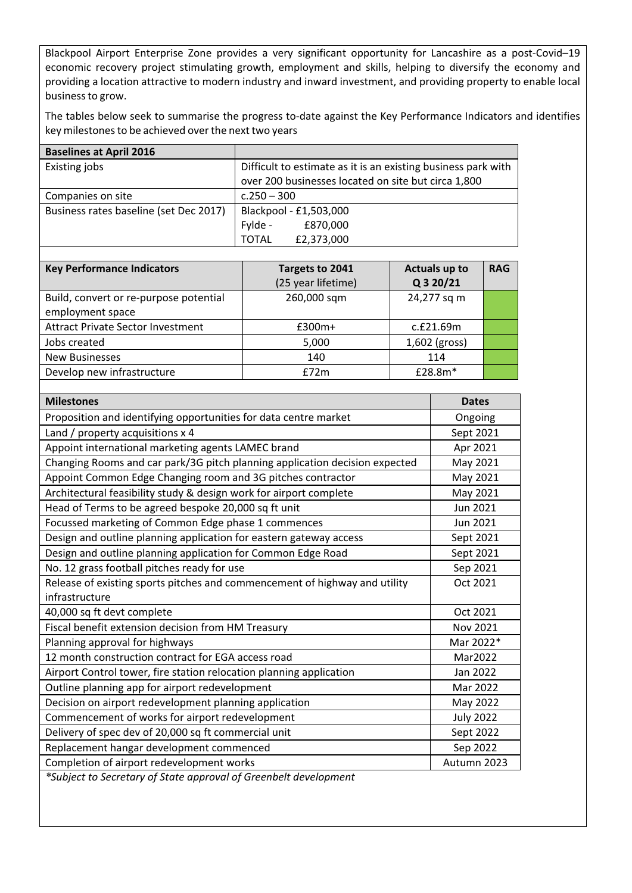Blackpool Airport Enterprise Zone provides a very significant opportunity for Lancashire as a post-Covid–19 economic recovery project stimulating growth, employment and skills, helping to diversify the economy and providing a location attractive to modern industry and inward investment, and providing property to enable local business to grow.

The tables below seek to summarise the progress to-date against the Key Performance Indicators and identifies key milestones to be achieved over the next two years

| Baselines at April 2016 | |
|---|---|
| Existing jobs | Difficult to estimate as it is an existing business park with over 200 businesses located on site but circa 1,800 |
| Companies on site | c.250 – 300 |
| Business rates baseline (set Dec 2017) | Blackpool - £1,503,000<br>Fylde - £870,000<br>TOTAL £2,373,000 |

| Key Performance Indicators | Targets to 2041 (25 year lifetime) | Actuals up to Q 3 20/21 | RAG |
|---|---|---|---|
| Build, convert or re-purpose potential employment space | 260,000 sqm | 24,277 sq m | |
| Attract Private Sector Investment | £300m+ | c.£21.69m | |
| Jobs created | 5,000 | 1,602 (gross) | |
| New Businesses | 140 | 114 | |
| Develop new infrastructure | £72m | £28.8m* | |

| Milestones | Dates |
|---|---|
| Proposition and identifying opportunities for data centre market | Ongoing |
| Land / property acquisitions x 4 | Sept 2021 |
| Appoint international marketing agents LAMEC brand | Apr 2021 |
| Changing Rooms and car park/3G pitch planning application decision expected | May 2021 |
| Appoint Common Edge Changing room and 3G pitches contractor | May 2021 |
| Architectural feasibility study & design work for airport complete | May 2021 |
| Head of Terms to be agreed bespoke 20,000 sq ft unit | Jun 2021 |
| Focussed marketing of Common Edge phase 1 commences | Jun 2021 |
| Design and outline planning application for eastern gateway access | Sept 2021 |
| Design and outline planning application for Common Edge Road | Sept 2021 |
| No. 12 grass football pitches ready for use | Sep 2021 |
| Release of existing sports pitches and commencement of highway and utility infrastructure | Oct 2021 |
| 40,000 sq ft devt complete | Oct 2021 |
| Fiscal benefit extension decision from HM Treasury | Nov 2021 |
| Planning approval for highways | Mar 2022* |
| 12 month construction contract for EGA access road | Mar2022 |
| Airport Control tower, fire station relocation planning application | Jan 2022 |
| Outline planning app for airport redevelopment | Mar 2022 |
| Decision on airport redevelopment planning application | May 2022 |
| Commencement of works for airport redevelopment | July 2022 |
| Delivery of spec dev of 20,000 sq ft commercial unit | Sept 2022 |
| Replacement hangar development commenced | Sep 2022 |
| Completion of airport redevelopment works | Autumn 2023 |

*\*Subject to Secretary of State approval of Greenbelt development*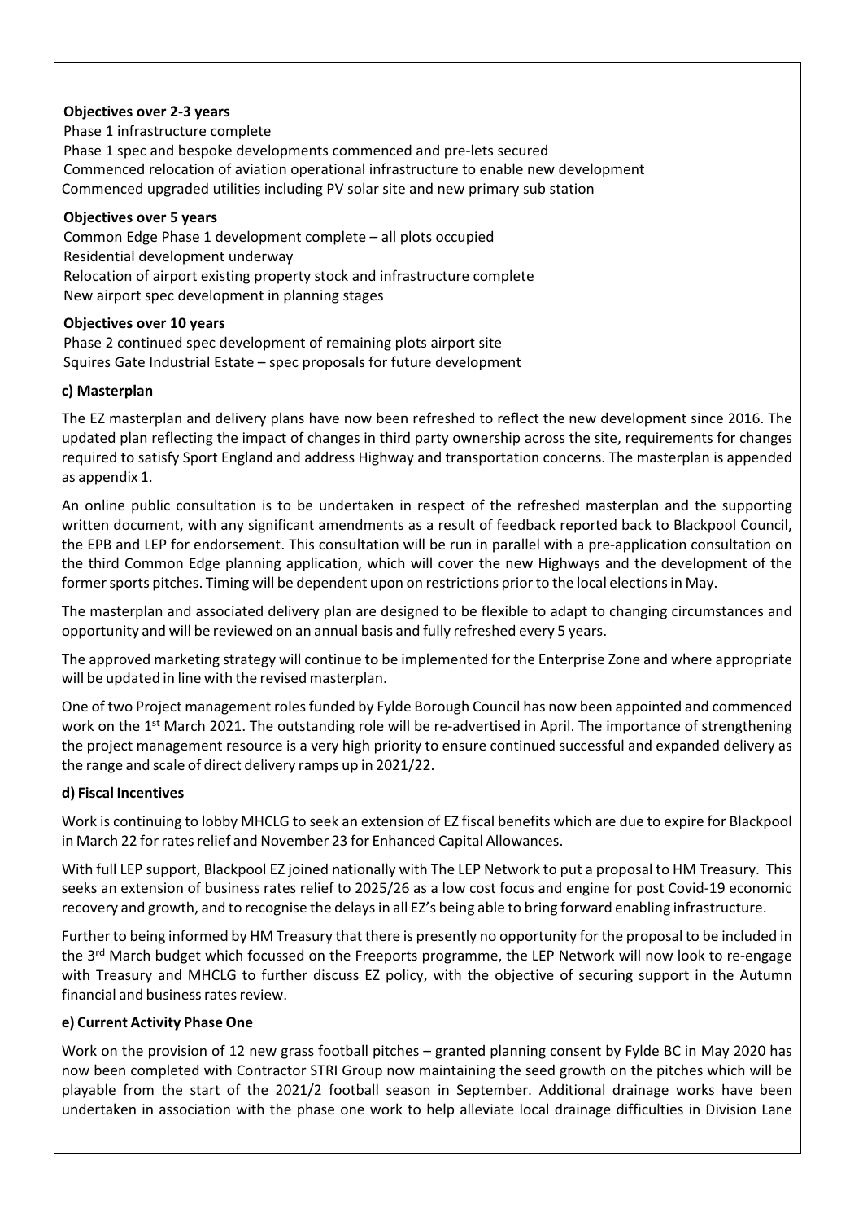**Objectives over 2-3 years**

Phase 1 infrastructure complete
Phase 1 spec and bespoke developments commenced and pre-lets secured
Commenced relocation of aviation operational infrastructure to enable new development
Commenced upgraded utilities including PV solar site and new primary sub station

**Objectives over 5 years**

Common Edge Phase 1 development complete – all plots occupied
Residential development underway
Relocation of airport existing property stock and infrastructure complete
New airport spec development in planning stages

**Objectives over 10 years**

Phase 2 continued spec development of remaining plots airport site
Squires Gate Industrial Estate – spec proposals for future development

### c) Masterplan

The EZ masterplan and delivery plans have now been refreshed to reflect the new development since 2016. The updated plan reflecting the impact of changes in third party ownership across the site, requirements for changes required to satisfy Sport England and address Highway and transportation concerns. The masterplan is appended as appendix 1.

An online public consultation is to be undertaken in respect of the refreshed masterplan and the supporting written document, with any significant amendments as a result of feedback reported back to Blackpool Council, the EPB and LEP for endorsement. This consultation will be run in parallel with a pre-application consultation on the third Common Edge planning application, which will cover the new Highways and the development of the former sports pitches. Timing will be dependent upon on restrictions prior to the local elections in May.

The masterplan and associated delivery plan are designed to be flexible to adapt to changing circumstances and opportunity and will be reviewed on an annual basis and fully refreshed every 5 years.

The approved marketing strategy will continue to be implemented for the Enterprise Zone and where appropriate will be updated in line with the revised masterplan.

One of two Project management roles funded by Fylde Borough Council has now been appointed and commenced work on the 1st March 2021. The outstanding role will be re-advertised in April. The importance of strengthening the project management resource is a very high priority to ensure continued successful and expanded delivery as the range and scale of direct delivery ramps up in 2021/22.

### d) Fiscal Incentives

Work is continuing to lobby MHCLG to seek an extension of EZ fiscal benefits which are due to expire for Blackpool in March 22 for rates relief and November 23 for Enhanced Capital Allowances.

With full LEP support, Blackpool EZ joined nationally with The LEP Network to put a proposal to HM Treasury. This seeks an extension of business rates relief to 2025/26 as a low cost focus and engine for post Covid-19 economic recovery and growth, and to recognise the delays in all EZ's being able to bring forward enabling infrastructure.

Further to being informed by HM Treasury that there is presently no opportunity for the proposal to be included in the 3rd March budget which focussed on the Freeports programme, the LEP Network will now look to re-engage with Treasury and MHCLG to further discuss EZ policy, with the objective of securing support in the Autumn financial and business rates review.

### e) Current Activity Phase One

Work on the provision of 12 new grass football pitches – granted planning consent by Fylde BC in May 2020 has now been completed with Contractor STRI Group now maintaining the seed growth on the pitches which will be playable from the start of the 2021/2 football season in September. Additional drainage works have been undertaken in association with the phase one work to help alleviate local drainage difficulties in Division Lane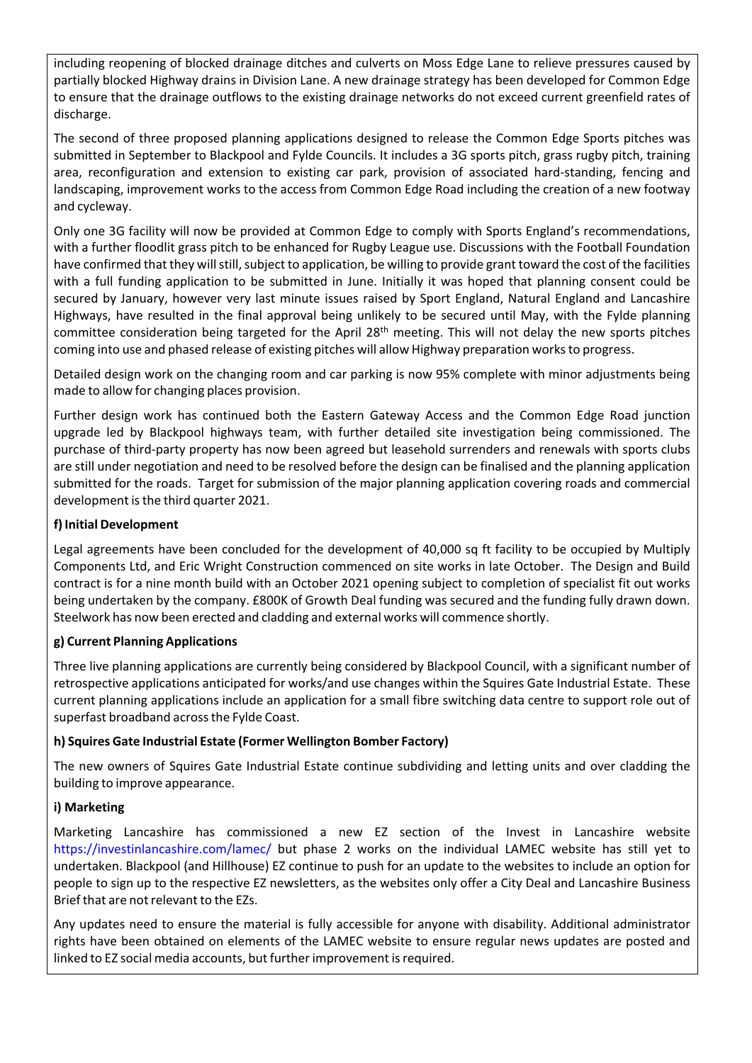including reopening of blocked drainage ditches and culverts on Moss Edge Lane to relieve pressures caused by partially blocked Highway drains in Division Lane. A new drainage strategy has been developed for Common Edge to ensure that the drainage outflows to the existing drainage networks do not exceed current greenfield rates of discharge.

The second of three proposed planning applications designed to release the Common Edge Sports pitches was submitted in September to Blackpool and Fylde Councils. It includes a 3G sports pitch, grass rugby pitch, training area, reconfiguration and extension to existing car park, provision of associated hard-standing, fencing and landscaping, improvement works to the access from Common Edge Road including the creation of a new footway and cycleway.

Only one 3G facility will now be provided at Common Edge to comply with Sports England's recommendations, with a further floodlit grass pitch to be enhanced for Rugby League use. Discussions with the Football Foundation have confirmed that they will still, subject to application, be willing to provide grant toward the cost of the facilities with a full funding application to be submitted in June. Initially it was hoped that planning consent could be secured by January, however very last minute issues raised by Sport England, Natural England and Lancashire Highways, have resulted in the final approval being unlikely to be secured until May, with the Fylde planning committee consideration being targeted for the April 28th meeting. This will not delay the new sports pitches coming into use and phased release of existing pitches will allow Highway preparation works to progress.

Detailed design work on the changing room and car parking is now 95% complete with minor adjustments being made to allow for changing places provision.

Further design work has continued both the Eastern Gateway Access and the Common Edge Road junction upgrade led by Blackpool highways team, with further detailed site investigation being commissioned. The purchase of third-party property has now been agreed but leasehold surrenders and renewals with sports clubs are still under negotiation and need to be resolved before the design can be finalised and the planning application submitted for the roads. Target for submission of the major planning application covering roads and commercial development is the third quarter 2021.

**f) Initial Development**

Legal agreements have been concluded for the development of 40,000 sq ft facility to be occupied by Multiply Components Ltd, and Eric Wright Construction commenced on site works in late October. The Design and Build contract is for a nine month build with an October 2021 opening subject to completion of specialist fit out works being undertaken by the company. £800K of Growth Deal funding was secured and the funding fully drawn down. Steelwork has now been erected and cladding and external works will commence shortly.

**g) Current Planning Applications**

Three live planning applications are currently being considered by Blackpool Council, with a significant number of retrospective applications anticipated for works/and use changes within the Squires Gate Industrial Estate. These current planning applications include an application for a small fibre switching data centre to support role out of superfast broadband across the Fylde Coast.

**h) Squires Gate Industrial Estate (Former Wellington Bomber Factory)**

The new owners of Squires Gate Industrial Estate continue subdividing and letting units and over cladding the building to improve appearance.

**i) Marketing**

Marketing Lancashire has commissioned a new EZ section of the Invest in Lancashire website https://investinlancashire.com/lamec/ but phase 2 works on the individual LAMEC website has still yet to undertaken. Blackpool (and Hillhouse) EZ continue to push for an update to the websites to include an option for people to sign up to the respective EZ newsletters, as the websites only offer a City Deal and Lancashire Business Brief that are not relevant to the EZs.

Any updates need to ensure the material is fully accessible for anyone with disability. Additional administrator rights have been obtained on elements of the LAMEC website to ensure regular news updates are posted and linked to EZ social media accounts, but further improvement is required.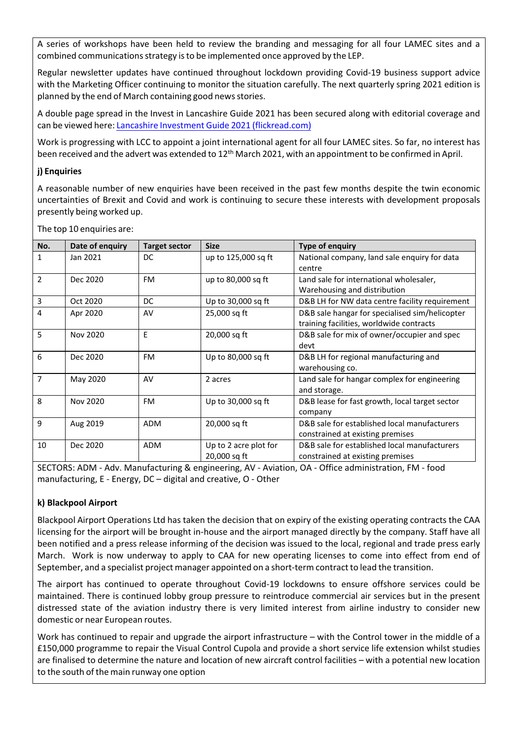A series of workshops have been held to review the branding and messaging for all four LAMEC sites and a combined communications strategy is to be implemented once approved by the LEP.

Regular newsletter updates have continued throughout lockdown providing Covid-19 business support advice with the Marketing Officer continuing to monitor the situation carefully. The next quarterly spring 2021 edition is planned by the end of March containing good news stories.

A double page spread in the Invest in Lancashire Guide 2021 has been secured along with editorial coverage and can be viewed here: [Lancashire Investment Guide 2021 (flickread.com)]()

Work is progressing with LCC to appoint a joint international agent for all four LAMEC sites. So far, no interest has been received and the advert was extended to 12th March 2021, with an appointment to be confirmed in April.

**j) Enquiries**

A reasonable number of new enquiries have been received in the past few months despite the twin economic uncertainties of Brexit and Covid and work is continuing to secure these interests with development proposals presently being worked up.

The top 10 enquiries are:

| No. | Date of enquiry | Target sector | Size | Type of enquiry |
|---|---|---|---|---|
| 1 | Jan 2021 | DC | up to 125,000 sq ft | National company, land sale enquiry for data centre |
| 2 | Dec 2020 | FM | up to 80,000 sq ft | Land sale for international wholesaler, Warehousing and distribution |
| 3 | Oct 2020 | DC | Up to 30,000 sq ft | D&B LH for NW data centre facility requirement |
| 4 | Apr 2020 | AV | 25,000 sq ft | D&B sale hangar for specialised sim/helicopter training facilities, worldwide contracts |
| 5 | Nov 2020 | E | 20,000 sq ft | D&B sale for mix of owner/occupier and spec devt |
| 6 | Dec 2020 | FM | Up to 80,000 sq ft | D&B LH for regional manufacturing and warehousing co. |
| 7 | May 2020 | AV | 2 acres | Land sale for hangar complex for engineering and storage. |
| 8 | Nov 2020 | FM | Up to 30,000 sq ft | D&B lease for fast growth, local target sector company |
| 9 | Aug 2019 | ADM | 20,000 sq ft | D&B sale for established local manufacturers constrained at existing premises |
| 10 | Dec 2020 | ADM | Up to 2 acre plot for 20,000 sq ft | D&B sale for established local manufacturers constrained at existing premises |

SECTORS: ADM - Adv. Manufacturing & engineering, AV - Aviation, OA - Office administration, FM - food manufacturing, E - Energy, DC – digital and creative, O - Other

**k) Blackpool Airport**

Blackpool Airport Operations Ltd has taken the decision that on expiry of the existing operating contracts the CAA licensing for the airport will be brought in-house and the airport managed directly by the company. Staff have all been notified and a press release informing of the decision was issued to the local, regional and trade press early March. Work is now underway to apply to CAA for new operating licenses to come into effect from end of September, and a specialist project manager appointed on a short-term contract to lead the transition.

The airport has continued to operate throughout Covid-19 lockdowns to ensure offshore services could be maintained. There is continued lobby group pressure to reintroduce commercial air services but in the present distressed state of the aviation industry there is very limited interest from airline industry to consider new domestic or near European routes.

Work has continued to repair and upgrade the airport infrastructure – with the Control tower in the middle of a £150,000 programme to repair the Visual Control Cupola and provide a short service life extension whilst studies are finalised to determine the nature and location of new aircraft control facilities – with a potential new location to the south of the main runway one option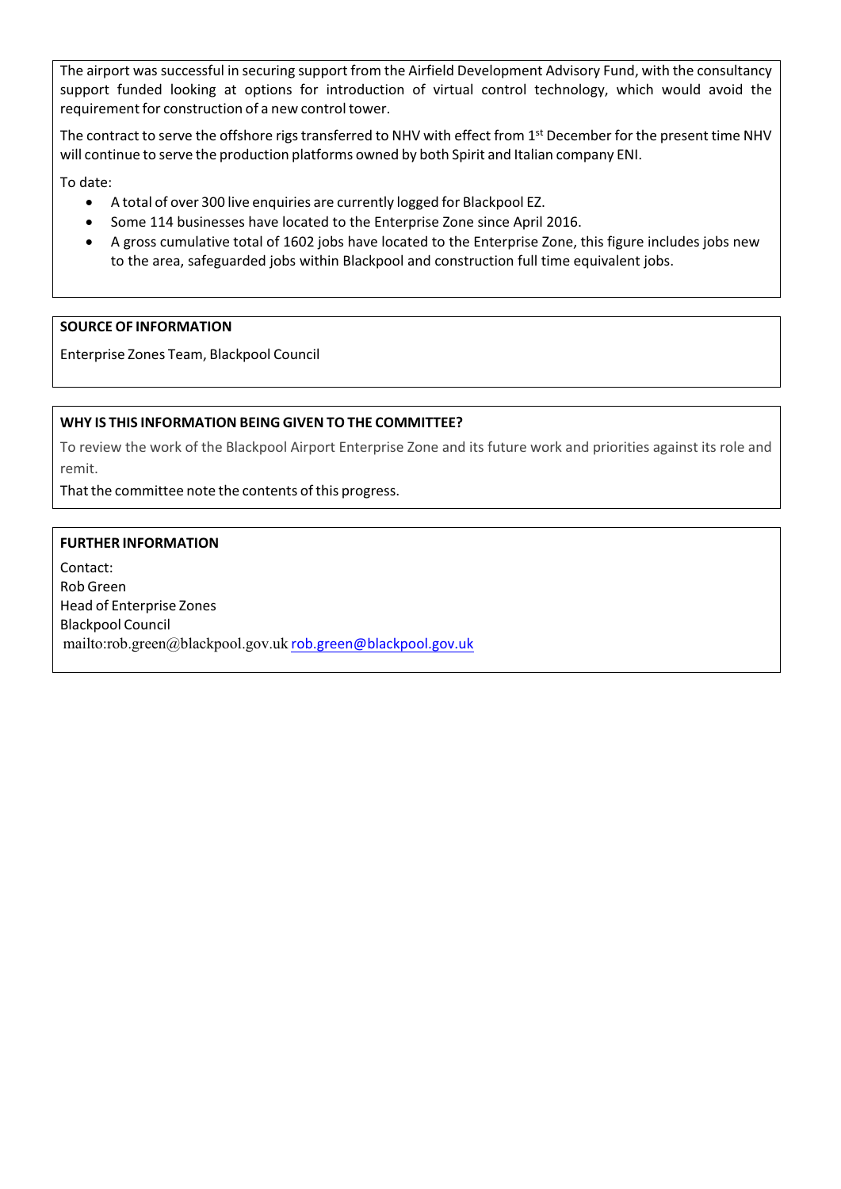The airport was successful in securing support from the Airfield Development Advisory Fund, with the consultancy support funded looking at options for introduction of virtual control technology, which would avoid the requirement for construction of a new control tower.

The contract to serve the offshore rigs transferred to NHV with effect from 1st December for the present time NHV will continue to serve the production platforms owned by both Spirit and Italian company ENI.

To date:

- A total of over 300 live enquiries are currently logged for Blackpool EZ.
- Some 114 businesses have located to the Enterprise Zone since April 2016.
- A gross cumulative total of 1602 jobs have located to the Enterprise Zone, this figure includes jobs new to the area, safeguarded jobs within Blackpool and construction full time equivalent jobs.

**SOURCE OF INFORMATION**

Enterprise Zones Team, Blackpool Council

**WHY IS THIS INFORMATION BEING GIVEN TO THE COMMITTEE?**

To review the work of the Blackpool Airport Enterprise Zone and its future work and priorities against its role and remit.

That the committee note the contents of this progress.

**FURTHER INFORMATION**

Contact:
Rob Green
Head of Enterprise Zones
Blackpool Council
mailto:rob.green@blackpool.gov.uk rob.green@blackpool.gov.uk